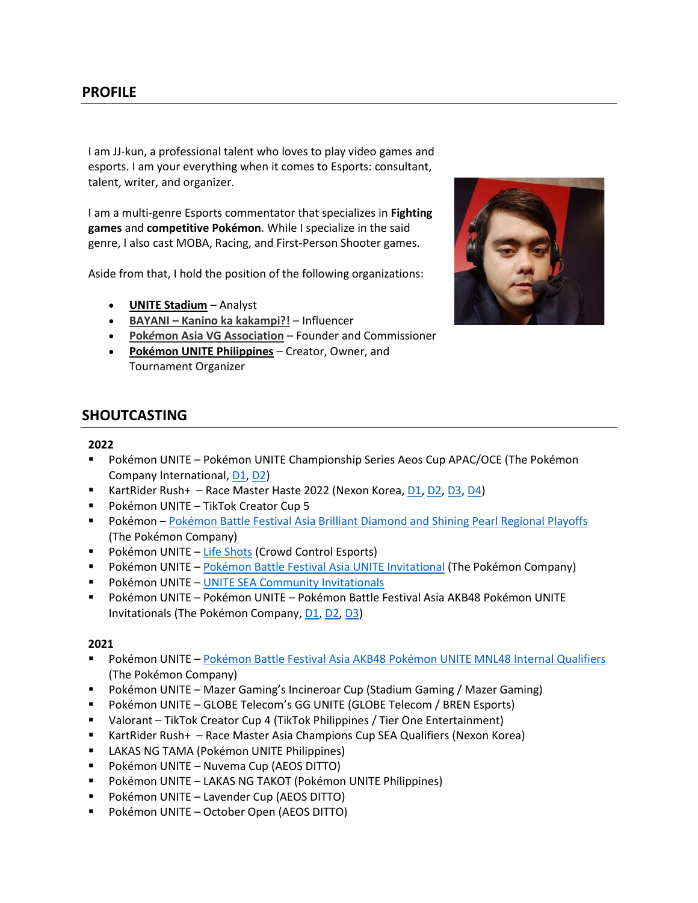## PROFILE

I am JJ-kun, a professional talent who loves to play video games and esports. I am your everything when it comes to Esports: consultant, talent, writer, and organizer.

I am a multi-genre Esports commentator that specializes in **Fighting games** and **competitive Pokémon**. While I specialize in the said genre, I also cast MOBA, Racing, and First-Person Shooter games.

Aside from that, I hold the position of the following organizations:

- **UNITE Stadium** – Analyst
- **BAYANI – Kanino ka kakampi?!** – Influencer
- **Pokémon Asia VG Association** – Founder and Commissioner
- **Pokémon UNITE Philippines** – Creator, Owner, and Tournament Organizer

## SHOUTCASTING

### 2022

- Pokémon UNITE – Pokémon UNITE Championship Series Aeos Cup APAC/OCE (The Pokémon Company International, D1, D2)
- KartRider Rush+ – Race Master Haste 2022 (Nexon Korea, D1, D2, D3, D4)
- Pokémon UNITE – TikTok Creator Cup 5
- Pokémon – Pokémon Battle Festival Asia Brilliant Diamond and Shining Pearl Regional Playoffs (The Pokémon Company)
- Pokémon UNITE – Life Shots (Crowd Control Esports)
- Pokémon UNITE – Pokémon Battle Festival Asia UNITE Invitational (The Pokémon Company)
- Pokémon UNITE – UNITE SEA Community Invitationals
- Pokémon UNITE – Pokémon UNITE – Pokémon Battle Festival Asia AKB48 Pokémon UNITE Invitationals (The Pokémon Company, D1, D2, D3)

### 2021

- Pokémon UNITE – Pokémon Battle Festival Asia AKB48 Pokémon UNITE MNL48 Internal Qualifiers (The Pokémon Company)
- Pokémon UNITE – Mazer Gaming's Incineroar Cup (Stadium Gaming / Mazer Gaming)
- Pokémon UNITE – GLOBE Telecom's GG UNITE (GLOBE Telecom / BREN Esports)
- Valorant – TikTok Creator Cup 4 (TikTok Philippines / Tier One Entertainment)
- KartRider Rush+ – Race Master Asia Champions Cup SEA Qualifiers (Nexon Korea)
- LAKAS NG TAMA (Pokémon UNITE Philippines)
- Pokémon UNITE – Nuvema Cup (AEOS DITTO)
- Pokémon UNITE – LAKAS NG TAKOT (Pokémon UNITE Philippines)
- Pokémon UNITE – Lavender Cup (AEOS DITTO)
- Pokémon UNITE – October Open (AEOS DITTO)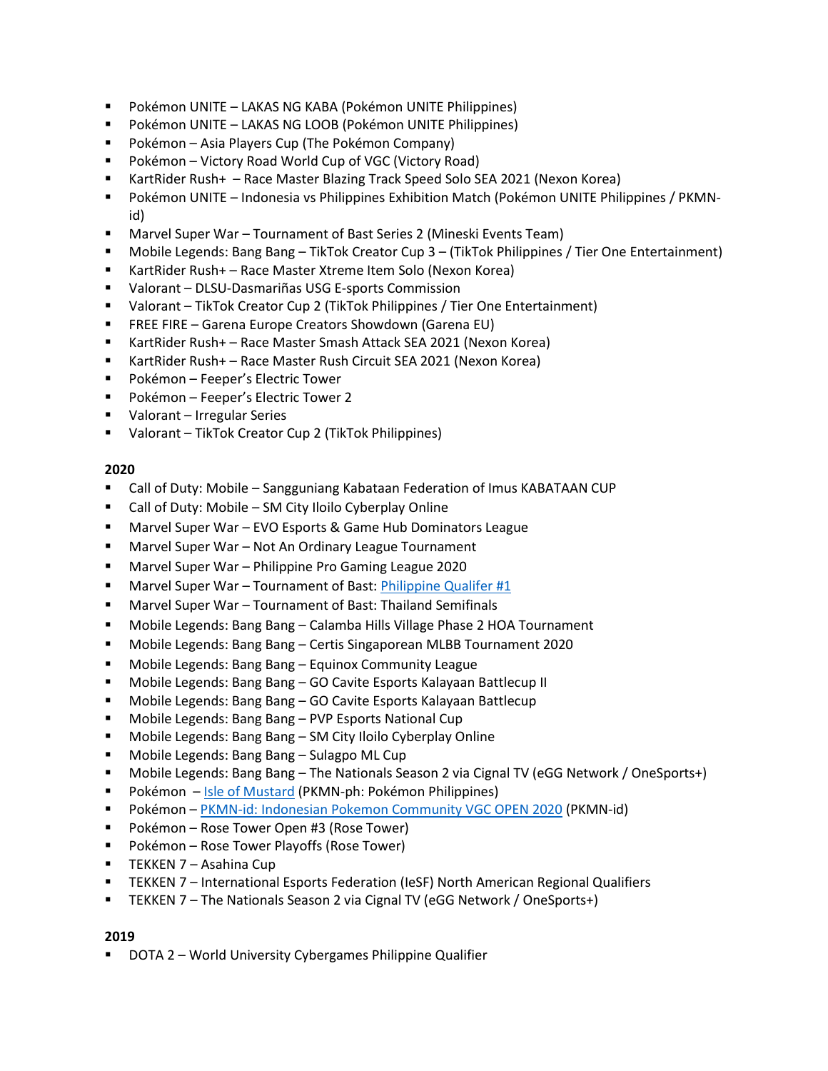- Pokémon UNITE – LAKAS NG KABA (Pokémon UNITE Philippines)
- Pokémon UNITE – LAKAS NG LOOB (Pokémon UNITE Philippines)
- Pokémon – Asia Players Cup (The Pokémon Company)
- Pokémon – Victory Road World Cup of VGC (Victory Road)
- KartRider Rush+ – Race Master Blazing Track Speed Solo SEA 2021 (Nexon Korea)
- Pokémon UNITE – Indonesia vs Philippines Exhibition Match (Pokémon UNITE Philippines / PKMN-id)
- Marvel Super War – Tournament of Bast Series 2 (Mineski Events Team)
- Mobile Legends: Bang Bang – TikTok Creator Cup 3 – (TikTok Philippines / Tier One Entertainment)
- KartRider Rush+ – Race Master Xtreme Item Solo (Nexon Korea)
- Valorant – DLSU-Dasmariñas USG E-sports Commission
- Valorant – TikTok Creator Cup 2 (TikTok Philippines / Tier One Entertainment)
- FREE FIRE – Garena Europe Creators Showdown (Garena EU)
- KartRider Rush+ – Race Master Smash Attack SEA 2021 (Nexon Korea)
- KartRider Rush+ – Race Master Rush Circuit SEA 2021 (Nexon Korea)
- Pokémon – Feeper's Electric Tower
- Pokémon – Feeper's Electric Tower 2
- Valorant – Irregular Series
- Valorant – TikTok Creator Cup 2 (TikTok Philippines)

**2020**

- Call of Duty: Mobile – Sangguniang Kabataan Federation of Imus KABATAAN CUP
- Call of Duty: Mobile – SM City Iloilo Cyberplay Online
- Marvel Super War – EVO Esports & Game Hub Dominators League
- Marvel Super War – Not An Ordinary League Tournament
- Marvel Super War – Philippine Pro Gaming League 2020
- Marvel Super War – Tournament of Bast: Philippine Qualifer #1
- Marvel Super War – Tournament of Bast: Thailand Semifinals
- Mobile Legends: Bang Bang – Calamba Hills Village Phase 2 HOA Tournament
- Mobile Legends: Bang Bang – Certis Singaporean MLBB Tournament 2020
- Mobile Legends: Bang Bang – Equinox Community League
- Mobile Legends: Bang Bang – GO Cavite Esports Kalayaan Battlecup II
- Mobile Legends: Bang Bang – GO Cavite Esports Kalayaan Battlecup
- Mobile Legends: Bang Bang – PVP Esports National Cup
- Mobile Legends: Bang Bang – SM City Iloilo Cyberplay Online
- Mobile Legends: Bang Bang – Sulagpo ML Cup
- Mobile Legends: Bang Bang – The Nationals Season 2 via Cignal TV (eGG Network / OneSports+)
- Pokémon – Isle of Mustard (PKMN-ph: Pokémon Philippines)
- Pokémon – PKMN-id: Indonesian Pokemon Community VGC OPEN 2020 (PKMN-id)
- Pokémon – Rose Tower Open #3 (Rose Tower)
- Pokémon – Rose Tower Playoffs (Rose Tower)
- TEKKEN 7 – Asahina Cup
- TEKKEN 7 – International Esports Federation (IeSF) North American Regional Qualifiers
- TEKKEN 7 – The Nationals Season 2 via Cignal TV (eGG Network / OneSports+)

**2019**

- DOTA 2 – World University Cybergames Philippine Qualifier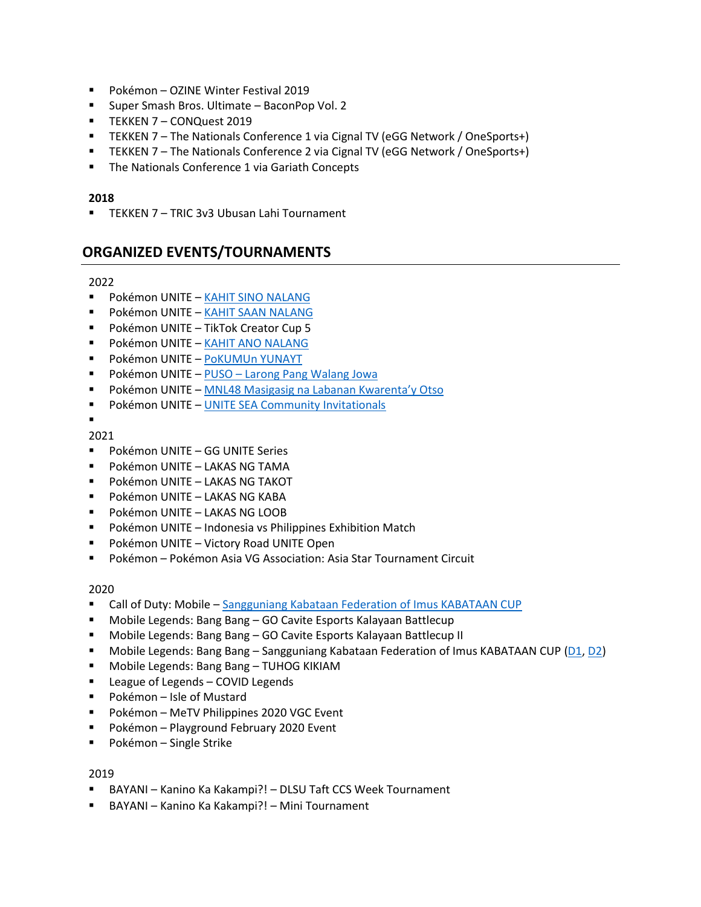- Pokémon – OZINE Winter Festival 2019
- Super Smash Bros. Ultimate – BaconPop Vol. 2
- TEKKEN 7 – CONQuest 2019
- TEKKEN 7 – The Nationals Conference 1 via Cignal TV (eGG Network / OneSports+)
- TEKKEN 7 – The Nationals Conference 2 via Cignal TV (eGG Network / OneSports+)
- The Nationals Conference 1 via Gariath Concepts

**2018**

- TEKKEN 7 – TRIC 3v3 Ubusan Lahi Tournament

## ORGANIZED EVENTS/TOURNAMENTS

2022

- Pokémon UNITE – KAHIT SINO NALANG
- Pokémon UNITE – KAHIT SAAN NALANG
- Pokémon UNITE – TikTok Creator Cup 5
- Pokémon UNITE – KAHIT ANO NALANG
- Pokémon UNITE – PoKUMUn YUNAYT
- Pokémon UNITE – PUSO – Larong Pang Walang Jowa
- Pokémon UNITE – MNL48 Masigasig na Labanan Kwarenta'y Otso
- Pokémon UNITE – UNITE SEA Community Invitationals

2021

- Pokémon UNITE – GG UNITE Series
- Pokémon UNITE – LAKAS NG TAMA
- Pokémon UNITE – LAKAS NG TAKOT
- Pokémon UNITE – LAKAS NG KABA
- Pokémon UNITE – LAKAS NG LOOB
- Pokémon UNITE – Indonesia vs Philippines Exhibition Match
- Pokémon UNITE – Victory Road UNITE Open
- Pokémon – Pokémon Asia VG Association: Asia Star Tournament Circuit

2020

- Call of Duty: Mobile – Sangguniang Kabataan Federation of Imus KABATAAN CUP
- Mobile Legends: Bang Bang – GO Cavite Esports Kalayaan Battlecup
- Mobile Legends: Bang Bang – GO Cavite Esports Kalayaan Battlecup II
- Mobile Legends: Bang Bang – Sangguniang Kabataan Federation of Imus KABATAAN CUP (D1, D2)
- Mobile Legends: Bang Bang – TUHOG KIKIAM
- League of Legends – COVID Legends
- Pokémon – Isle of Mustard
- Pokémon – MeTV Philippines 2020 VGC Event
- Pokémon – Playground February 2020 Event
- Pokémon – Single Strike

2019

- BAYANI – Kanino Ka Kakampi?! – DLSU Taft CCS Week Tournament
- BAYANI – Kanino Ka Kakampi?! – Mini Tournament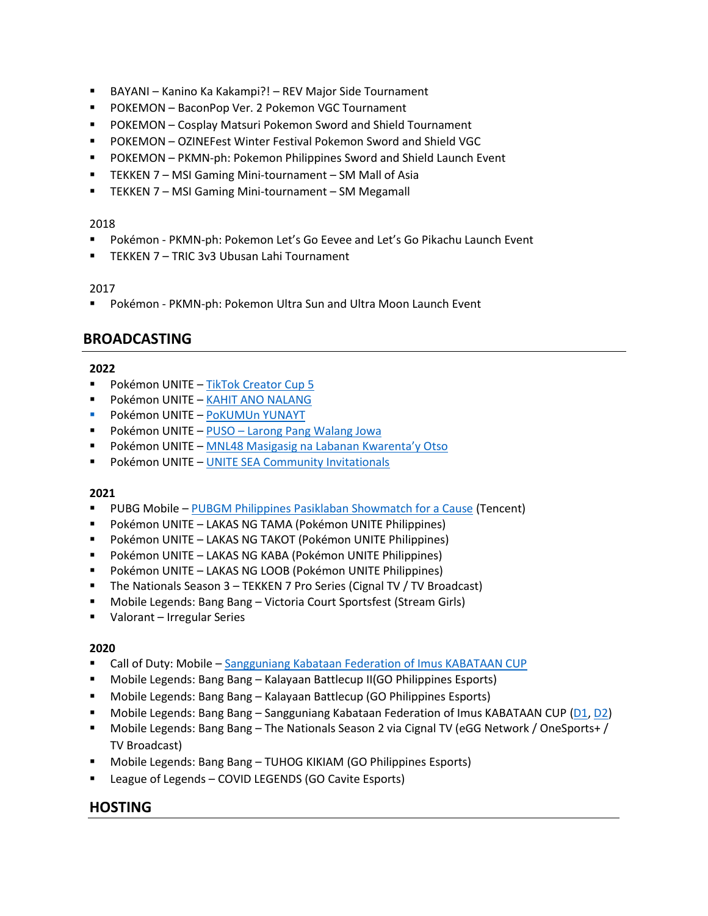- BAYANI – Kanino Ka Kakampi?! – REV Major Side Tournament
- POKEMON – BaconPop Ver. 2 Pokemon VGC Tournament
- POKEMON – Cosplay Matsuri Pokemon Sword and Shield Tournament
- POKEMON – OZINEFest Winter Festival Pokemon Sword and Shield VGC
- POKEMON – PKMN-ph: Pokemon Philippines Sword and Shield Launch Event
- TEKKEN 7 – MSI Gaming Mini-tournament – SM Mall of Asia
- TEKKEN 7 – MSI Gaming Mini-tournament – SM Megamall

2018

- Pokémon - PKMN-ph: Pokemon Let's Go Eevee and Let's Go Pikachu Launch Event
- TEKKEN 7 – TRIC 3v3 Ubusan Lahi Tournament

2017

- Pokémon - PKMN-ph: Pokemon Ultra Sun and Ultra Moon Launch Event

## BROADCASTING

**2022**

- Pokémon UNITE – TikTok Creator Cup 5
- Pokémon UNITE – KAHIT ANO NALANG
- Pokémon UNITE – PoKUMUn YUNAYT
- Pokémon UNITE – PUSO – Larong Pang Walang Jowa
- Pokémon UNITE – MNL48 Masigasig na Labanan Kwarenta'y Otso
- Pokémon UNITE – UNITE SEA Community Invitationals

**2021**

- PUBG Mobile – PUBGM Philippines Pasiklaban Showmatch for a Cause (Tencent)
- Pokémon UNITE – LAKAS NG TAMA (Pokémon UNITE Philippines)
- Pokémon UNITE – LAKAS NG TAKOT (Pokémon UNITE Philippines)
- Pokémon UNITE – LAKAS NG KABA (Pokémon UNITE Philippines)
- Pokémon UNITE – LAKAS NG LOOB (Pokémon UNITE Philippines)
- The Nationals Season 3 – TEKKEN 7 Pro Series (Cignal TV / TV Broadcast)
- Mobile Legends: Bang Bang – Victoria Court Sportsfest (Stream Girls)
- Valorant – Irregular Series

**2020**

- Call of Duty: Mobile – Sangguniang Kabataan Federation of Imus KABATAAN CUP
- Mobile Legends: Bang Bang – Kalayaan Battlecup II(GO Philippines Esports)
- Mobile Legends: Bang Bang – Kalayaan Battlecup (GO Philippines Esports)
- Mobile Legends: Bang Bang – Sangguniang Kabataan Federation of Imus KABATAAN CUP (D1, D2)
- Mobile Legends: Bang Bang – The Nationals Season 2 via Cignal TV (eGG Network / OneSports+ / TV Broadcast)
- Mobile Legends: Bang Bang – TUHOG KIKIAM (GO Philippines Esports)
- League of Legends – COVID LEGENDS (GO Cavite Esports)

## HOSTING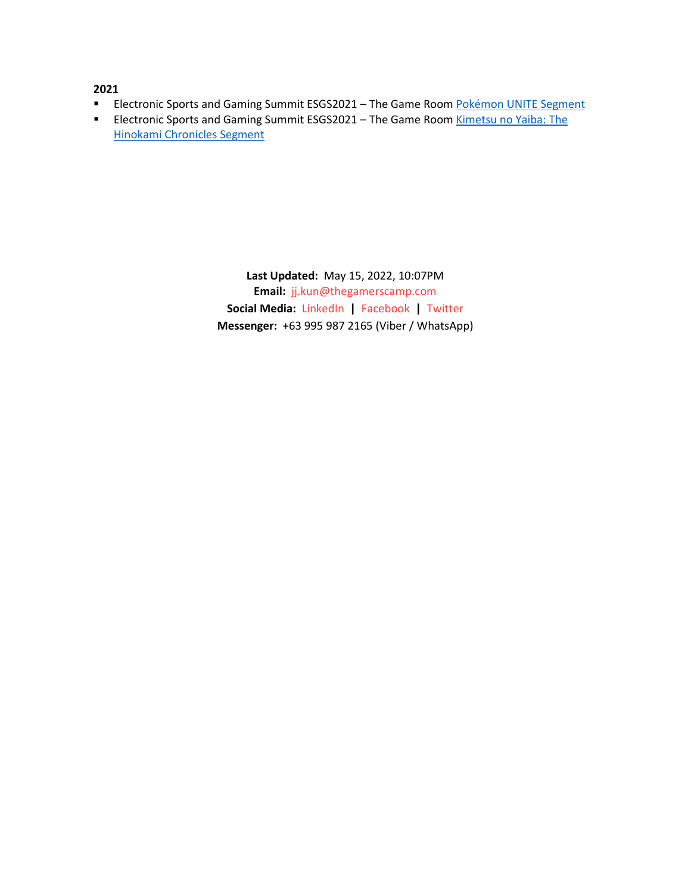**2021**

- Electronic Sports and Gaming Summit ESGS2021 – The Game Room Pokémon UNITE Segment
- Electronic Sports and Gaming Summit ESGS2021 – The Game Room Kimetsu no Yaiba: The Hinokami Chronicles Segment

**Last Updated:** May 15, 2022, 10:07PM
**Email:** jj.kun@thegamerscamp.com
**Social Media:** LinkedIn **|** Facebook **|** Twitter
**Messenger:** +63 995 987 2165 (Viber / WhatsApp)